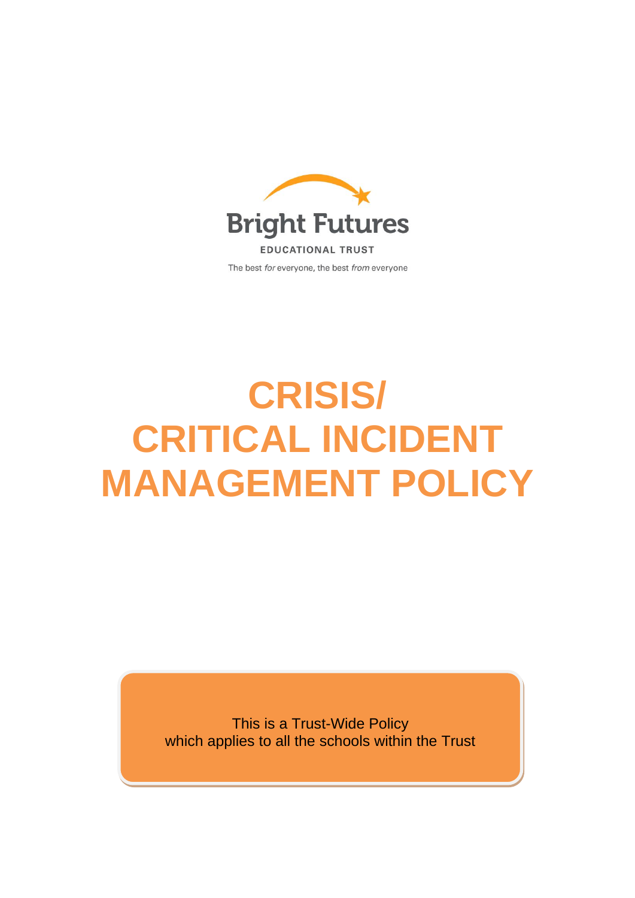Bright Futures

EDUCATIONAL TRUST

The best *for* everyone, the best *from* everyone

# CRISIS/ CRITICAL INCIDENT MANAGEMENT POLICY

This is a Trust-Wide Policy
which applies to all the schools within the Trust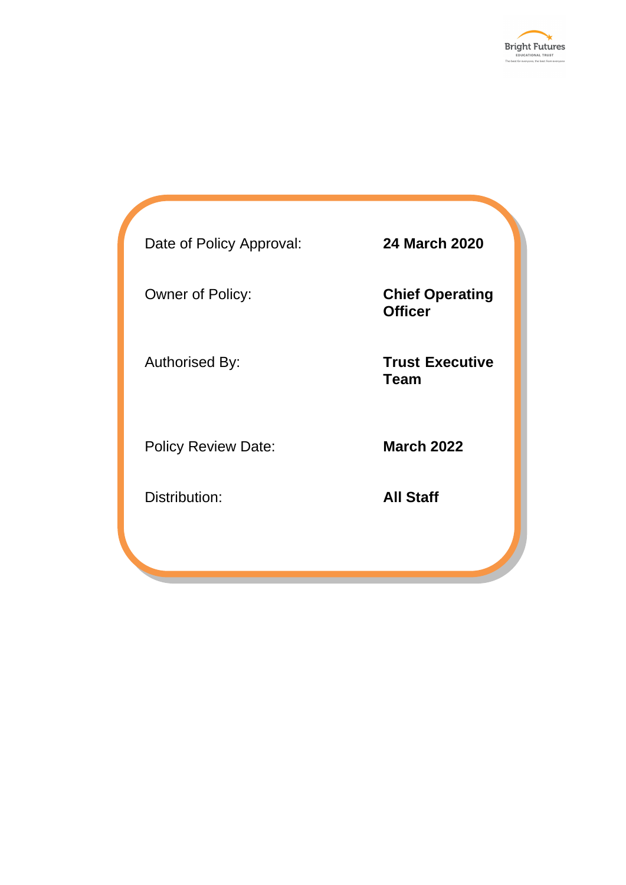| | |
|---|---|
| Date of Policy Approval: | **24 March 2020** |
| Owner of Policy: | **Chief Operating Officer** |
| Authorised By: | **Trust Executive Team** |
| Policy Review Date: | **March 2022** |
| Distribution: | **All Staff** |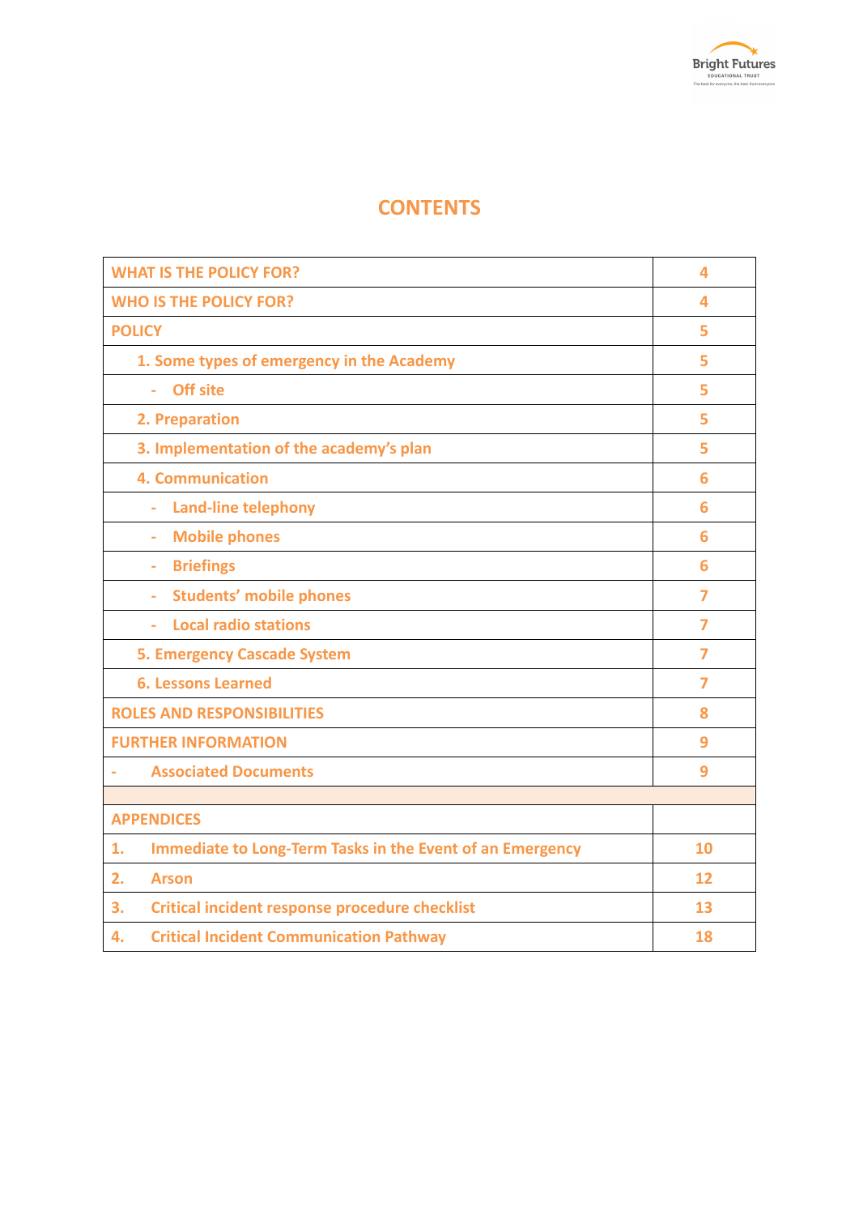# CONTENTS

| | |
|---|---|
| WHAT IS THE POLICY FOR? | 4 |
| WHO IS THE POLICY FOR? | 4 |
| POLICY | 5 |
| 1. Some types of emergency in the Academy | 5 |
| - Off site | 5 |
| 2. Preparation | 5 |
| 3. Implementation of the academy's plan | 5 |
| 4. Communication | 6 |
| - Land-line telephony | 6 |
| - Mobile phones | 6 |
| - Briefings | 6 |
| - Students' mobile phones | 7 |
| - Local radio stations | 7 |
| 5. Emergency Cascade System | 7 |
| 6. Lessons Learned | 7 |
| ROLES AND RESPONSIBILITIES | 8 |
| FURTHER INFORMATION | 9 |
| - Associated Documents | 9 |
| | |
| APPENDICES | |
| 1. Immediate to Long-Term Tasks in the Event of an Emergency | 10 |
| 2. Arson | 12 |
| 3. Critical incident response procedure checklist | 13 |
| 4. Critical Incident Communication Pathway | 18 |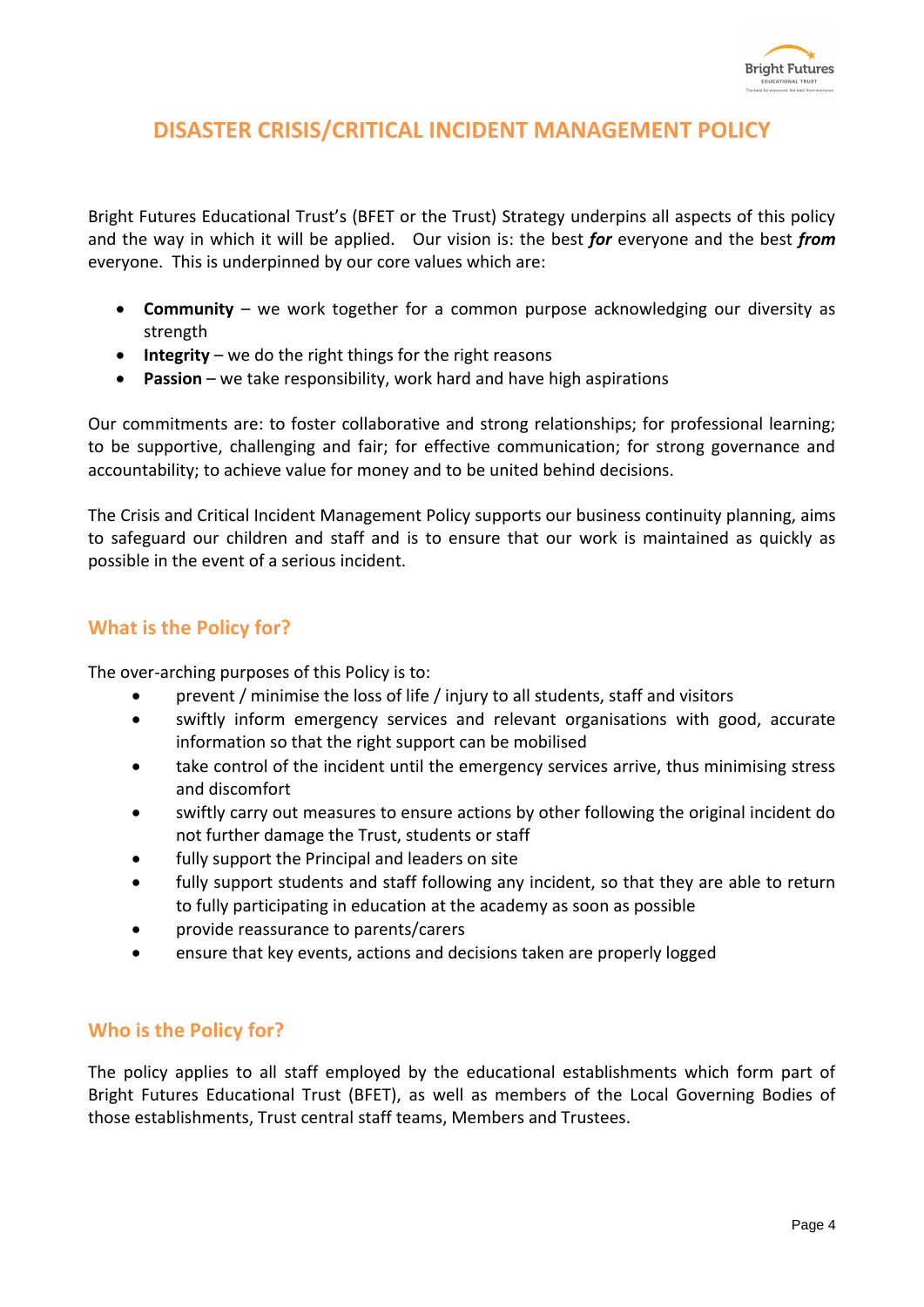# DISASTER CRISIS/CRITICAL INCIDENT MANAGEMENT POLICY

Bright Futures Educational Trust's (BFET or the Trust) Strategy underpins all aspects of this policy and the way in which it will be applied. Our vision is: the best ***for*** everyone and the best ***from*** everyone. This is underpinned by our core values which are:

- **Community** – we work together for a common purpose acknowledging our diversity as strength
- **Integrity** – we do the right things for the right reasons
- **Passion** – we take responsibility, work hard and have high aspirations

Our commitments are: to foster collaborative and strong relationships; for professional learning; to be supportive, challenging and fair; for effective communication; for strong governance and accountability; to achieve value for money and to be united behind decisions.

The Crisis and Critical Incident Management Policy supports our business continuity planning, aims to safeguard our children and staff and is to ensure that our work is maintained as quickly as possible in the event of a serious incident.

## What is the Policy for?

The over-arching purposes of this Policy is to:

- prevent / minimise the loss of life / injury to all students, staff and visitors
- swiftly inform emergency services and relevant organisations with good, accurate information so that the right support can be mobilised
- take control of the incident until the emergency services arrive, thus minimising stress and discomfort
- swiftly carry out measures to ensure actions by other following the original incident do not further damage the Trust, students or staff
- fully support the Principal and leaders on site
- fully support students and staff following any incident, so that they are able to return to fully participating in education at the academy as soon as possible
- provide reassurance to parents/carers
- ensure that key events, actions and decisions taken are properly logged

## Who is the Policy for?

The policy applies to all staff employed by the educational establishments which form part of Bright Futures Educational Trust (BFET), as well as members of the Local Governing Bodies of those establishments, Trust central staff teams, Members and Trustees.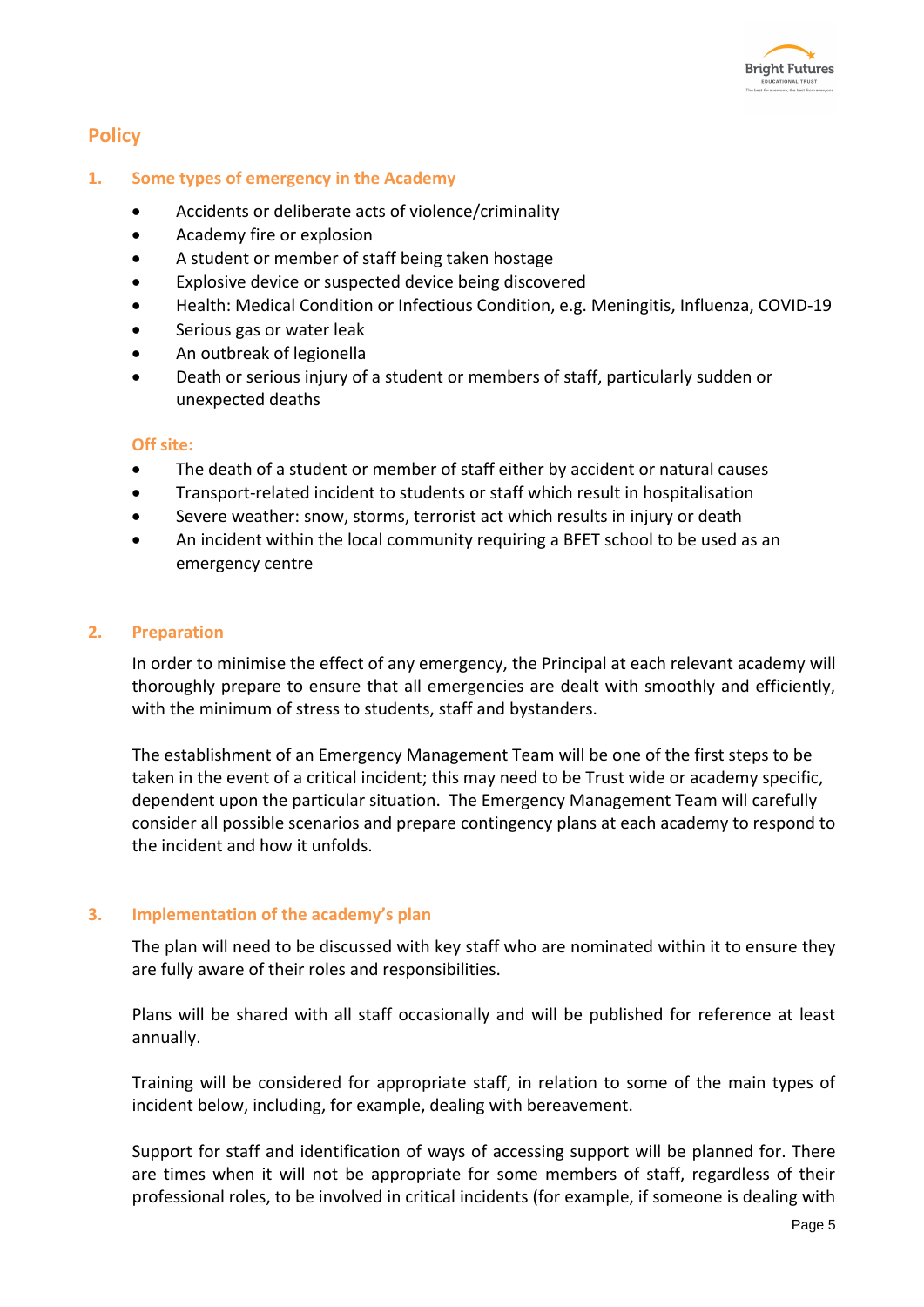## Policy

### 1. Some types of emergency in the Academy

- Accidents or deliberate acts of violence/criminality
- Academy fire or explosion
- A student or member of staff being taken hostage
- Explosive device or suspected device being discovered
- Health: Medical Condition or Infectious Condition, e.g. Meningitis, Influenza, COVID-19
- Serious gas or water leak
- An outbreak of legionella
- Death or serious injury of a student or members of staff, particularly sudden or unexpected deaths

#### Off site:

- The death of a student or member of staff either by accident or natural causes
- Transport-related incident to students or staff which result in hospitalisation
- Severe weather: snow, storms, terrorist act which results in injury or death
- An incident within the local community requiring a BFET school to be used as an emergency centre

### 2. Preparation

In order to minimise the effect of any emergency, the Principal at each relevant academy will thoroughly prepare to ensure that all emergencies are dealt with smoothly and efficiently, with the minimum of stress to students, staff and bystanders.

The establishment of an Emergency Management Team will be one of the first steps to be taken in the event of a critical incident; this may need to be Trust wide or academy specific, dependent upon the particular situation. The Emergency Management Team will carefully consider all possible scenarios and prepare contingency plans at each academy to respond to the incident and how it unfolds.

### 3. Implementation of the academy's plan

The plan will need to be discussed with key staff who are nominated within it to ensure they are fully aware of their roles and responsibilities.

Plans will be shared with all staff occasionally and will be published for reference at least annually.

Training will be considered for appropriate staff, in relation to some of the main types of incident below, including, for example, dealing with bereavement.

Support for staff and identification of ways of accessing support will be planned for. There are times when it will not be appropriate for some members of staff, regardless of their professional roles, to be involved in critical incidents (for example, if someone is dealing with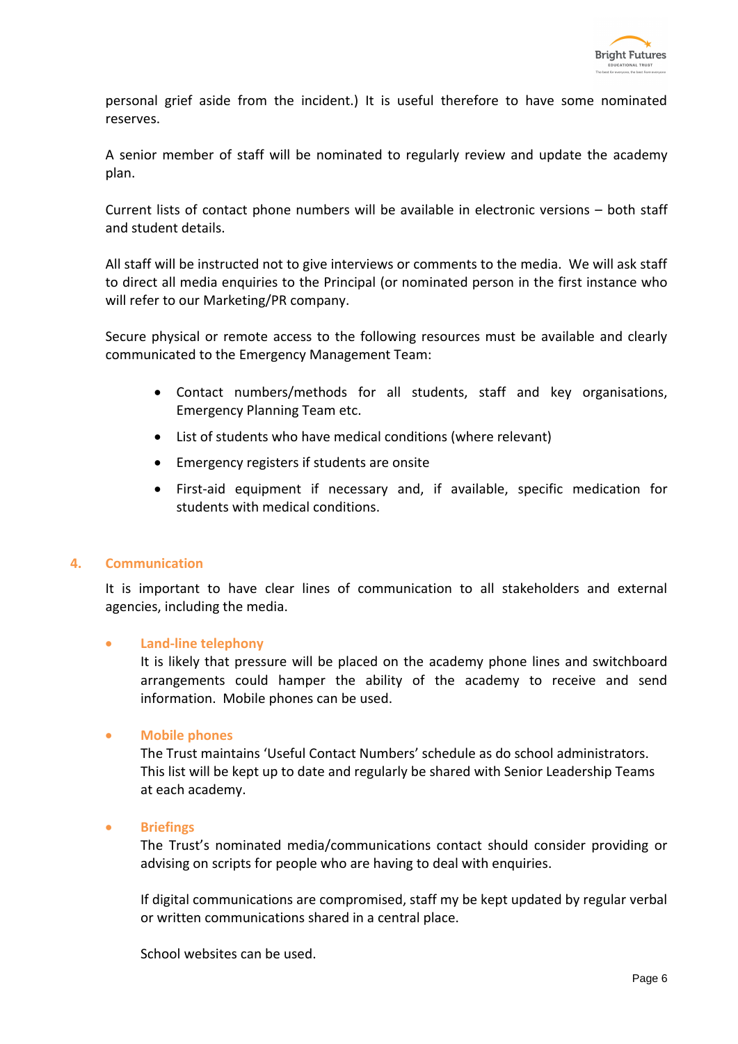personal grief aside from the incident.) It is useful therefore to have some nominated reserves.

A senior member of staff will be nominated to regularly review and update the academy plan.

Current lists of contact phone numbers will be available in electronic versions – both staff and student details.

All staff will be instructed not to give interviews or comments to the media. We will ask staff to direct all media enquiries to the Principal (or nominated person in the first instance who will refer to our Marketing/PR company.

Secure physical or remote access to the following resources must be available and clearly communicated to the Emergency Management Team:

- Contact numbers/methods for all students, staff and key organisations, Emergency Planning Team etc.
- List of students who have medical conditions (where relevant)
- Emergency registers if students are onsite
- First-aid equipment if necessary and, if available, specific medication for students with medical conditions.

## 4. Communication

It is important to have clear lines of communication to all stakeholders and external agencies, including the media.

- **Land-line telephony**
  It is likely that pressure will be placed on the academy phone lines and switchboard arrangements could hamper the ability of the academy to receive and send information. Mobile phones can be used.

- **Mobile phones**
  The Trust maintains 'Useful Contact Numbers' schedule as do school administrators. This list will be kept up to date and regularly be shared with Senior Leadership Teams at each academy.

- **Briefings**
  The Trust's nominated media/communications contact should consider providing or advising on scripts for people who are having to deal with enquiries.

  If digital communications are compromised, staff my be kept updated by regular verbal or written communications shared in a central place.

  School websites can be used.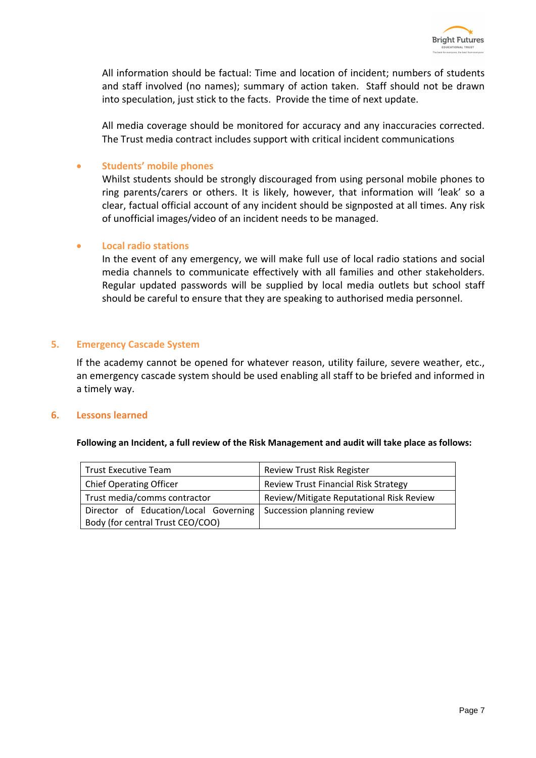All information should be factual: Time and location of incident; numbers of students and staff involved (no names); summary of action taken. Staff should not be drawn into speculation, just stick to the facts. Provide the time of next update.

All media coverage should be monitored for accuracy and any inaccuracies corrected. The Trust media contract includes support with critical incident communications

- **Students' mobile phones**

  Whilst students should be strongly discouraged from using personal mobile phones to ring parents/carers or others. It is likely, however, that information will 'leak' so a clear, factual official account of any incident should be signposted at all times. Any risk of unofficial images/video of an incident needs to be managed.

- **Local radio stations**

  In the event of any emergency, we will make full use of local radio stations and social media channels to communicate effectively with all families and other stakeholders. Regular updated passwords will be supplied by local media outlets but school staff should be careful to ensure that they are speaking to authorised media personnel.

## 5. Emergency Cascade System

If the academy cannot be opened for whatever reason, utility failure, severe weather, etc., an emergency cascade system should be used enabling all staff to be briefed and informed in a timely way.

## 6. Lessons learned

**Following an Incident, a full review of the Risk Management and audit will take place as follows:**

| | |
|---|---|
| Trust Executive Team | Review Trust Risk Register |
| Chief Operating Officer | Review Trust Financial Risk Strategy |
| Trust media/comms contractor | Review/Mitigate Reputational Risk Review |
| Director of Education/Local Governing Body (for central Trust CEO/COO) | Succession planning review |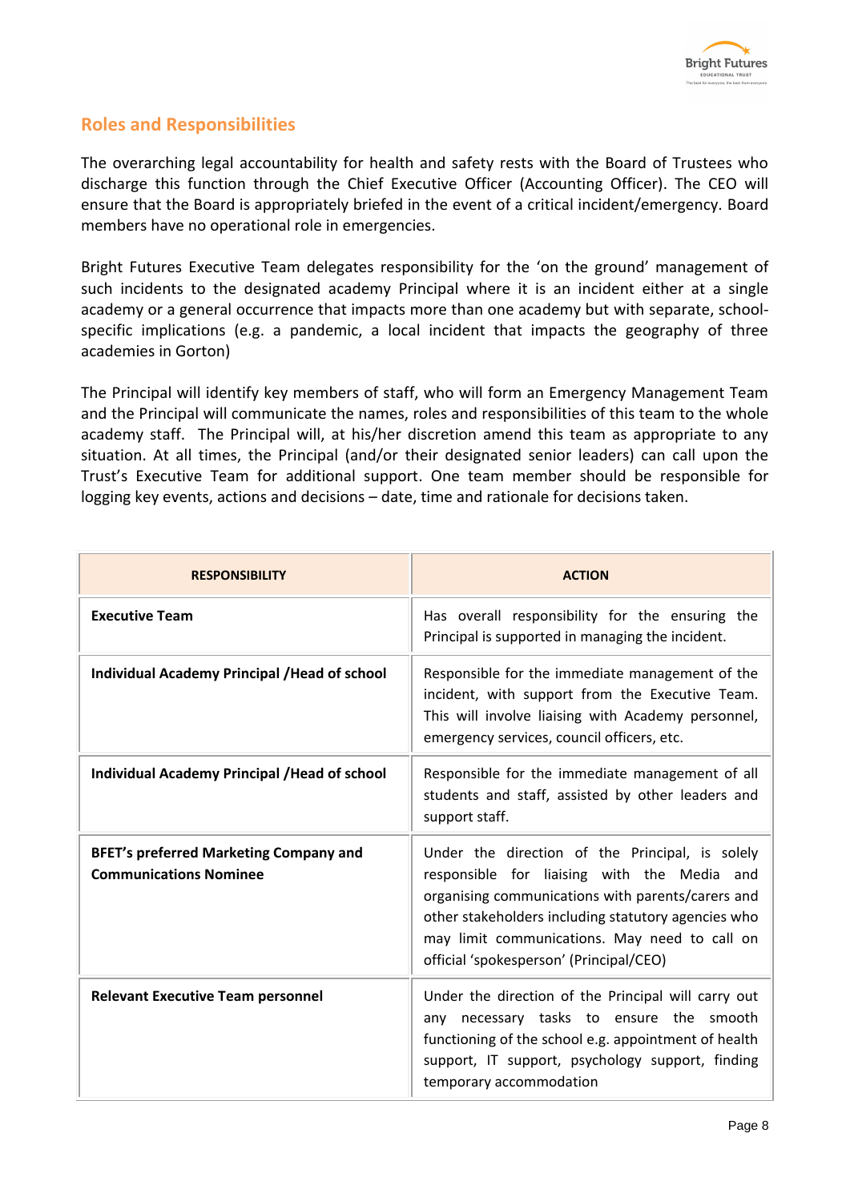## Roles and Responsibilities

The overarching legal accountability for health and safety rests with the Board of Trustees who discharge this function through the Chief Executive Officer (Accounting Officer). The CEO will ensure that the Board is appropriately briefed in the event of a critical incident/emergency. Board members have no operational role in emergencies.

Bright Futures Executive Team delegates responsibility for the 'on the ground' management of such incidents to the designated academy Principal where it is an incident either at a single academy or a general occurrence that impacts more than one academy but with separate, school-specific implications (e.g. a pandemic, a local incident that impacts the geography of three academies in Gorton)

The Principal will identify key members of staff, who will form an Emergency Management Team and the Principal will communicate the names, roles and responsibilities of this team to the whole academy staff. The Principal will, at his/her discretion amend this team as appropriate to any situation. At all times, the Principal (and/or their designated senior leaders) can call upon the Trust's Executive Team for additional support. One team member should be responsible for logging key events, actions and decisions – date, time and rationale for decisions taken.

| RESPONSIBILITY | ACTION |
|---|---|
| **Executive Team** | Has overall responsibility for the ensuring the Principal is supported in managing the incident. |
| **Individual Academy Principal /Head of school** | Responsible for the immediate management of the incident, with support from the Executive Team. This will involve liaising with Academy personnel, emergency services, council officers, etc. |
| **Individual Academy Principal /Head of school** | Responsible for the immediate management of all students and staff, assisted by other leaders and support staff. |
| **BFET's preferred Marketing Company and Communications Nominee** | Under the direction of the Principal, is solely responsible for liaising with the Media and organising communications with parents/carers and other stakeholders including statutory agencies who may limit communications. May need to call on official 'spokesperson' (Principal/CEO) |
| **Relevant Executive Team personnel** | Under the direction of the Principal will carry out any necessary tasks to ensure the smooth functioning of the school e.g. appointment of health support, IT support, psychology support, finding temporary accommodation |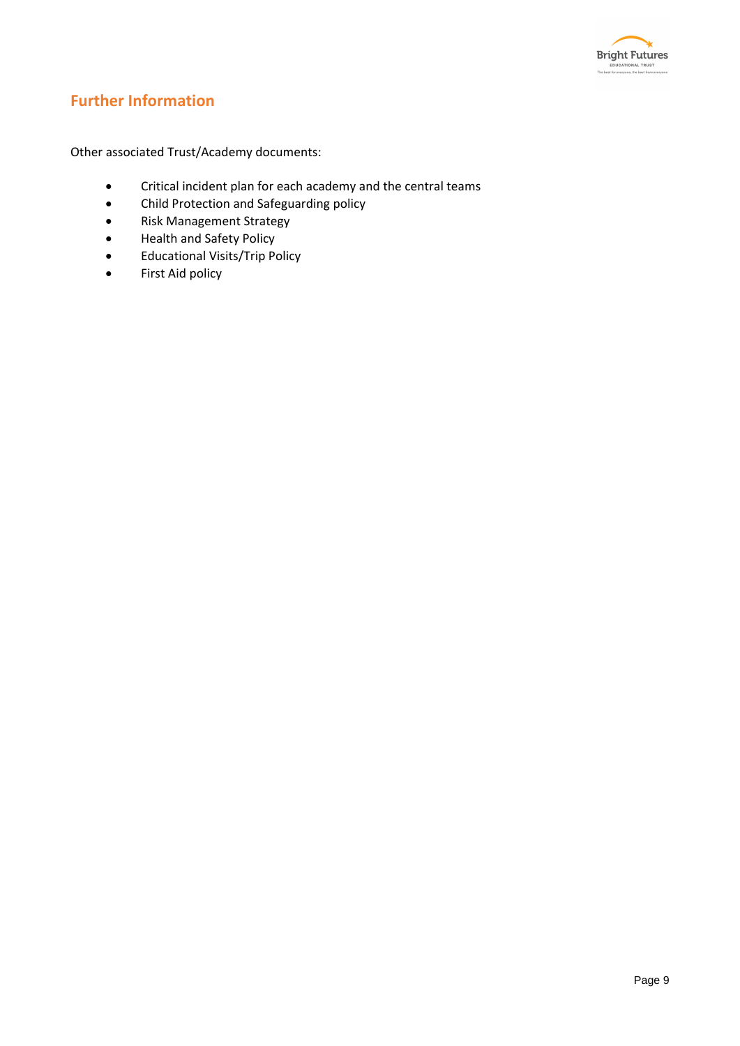## Further Information

Other associated Trust/Academy documents:

- Critical incident plan for each academy and the central teams
- Child Protection and Safeguarding policy
- Risk Management Strategy
- Health and Safety Policy
- Educational Visits/Trip Policy
- First Aid policy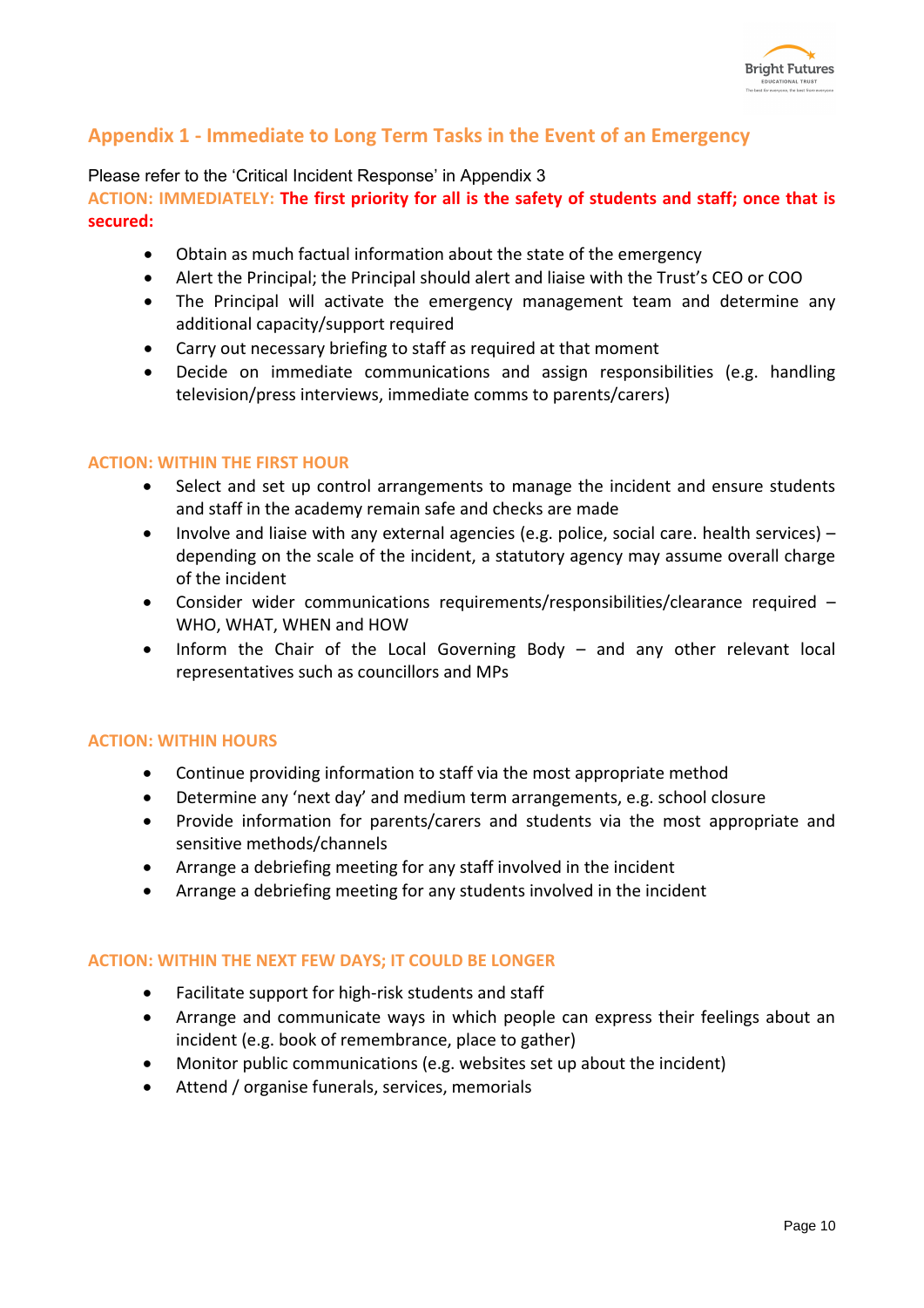## Appendix 1 - Immediate to Long Term Tasks in the Event of an Emergency

Please refer to the 'Critical Incident Response' in Appendix 3

**ACTION: IMMEDIATELY: The first priority for all is the safety of students and staff; once that is secured:**

- Obtain as much factual information about the state of the emergency
- Alert the Principal; the Principal should alert and liaise with the Trust's CEO or COO
- The Principal will activate the emergency management team and determine any additional capacity/support required
- Carry out necessary briefing to staff as required at that moment
- Decide on immediate communications and assign responsibilities (e.g. handling television/press interviews, immediate comms to parents/carers)

**ACTION: WITHIN THE FIRST HOUR**

- Select and set up control arrangements to manage the incident and ensure students and staff in the academy remain safe and checks are made
- Involve and liaise with any external agencies (e.g. police, social care. health services) – depending on the scale of the incident, a statutory agency may assume overall charge of the incident
- Consider wider communications requirements/responsibilities/clearance required – WHO, WHAT, WHEN and HOW
- Inform the Chair of the Local Governing Body – and any other relevant local representatives such as councillors and MPs

**ACTION: WITHIN HOURS**

- Continue providing information to staff via the most appropriate method
- Determine any 'next day' and medium term arrangements, e.g. school closure
- Provide information for parents/carers and students via the most appropriate and sensitive methods/channels
- Arrange a debriefing meeting for any staff involved in the incident
- Arrange a debriefing meeting for any students involved in the incident

**ACTION: WITHIN THE NEXT FEW DAYS; IT COULD BE LONGER**

- Facilitate support for high-risk students and staff
- Arrange and communicate ways in which people can express their feelings about an incident (e.g. book of remembrance, place to gather)
- Monitor public communications (e.g. websites set up about the incident)
- Attend / organise funerals, services, memorials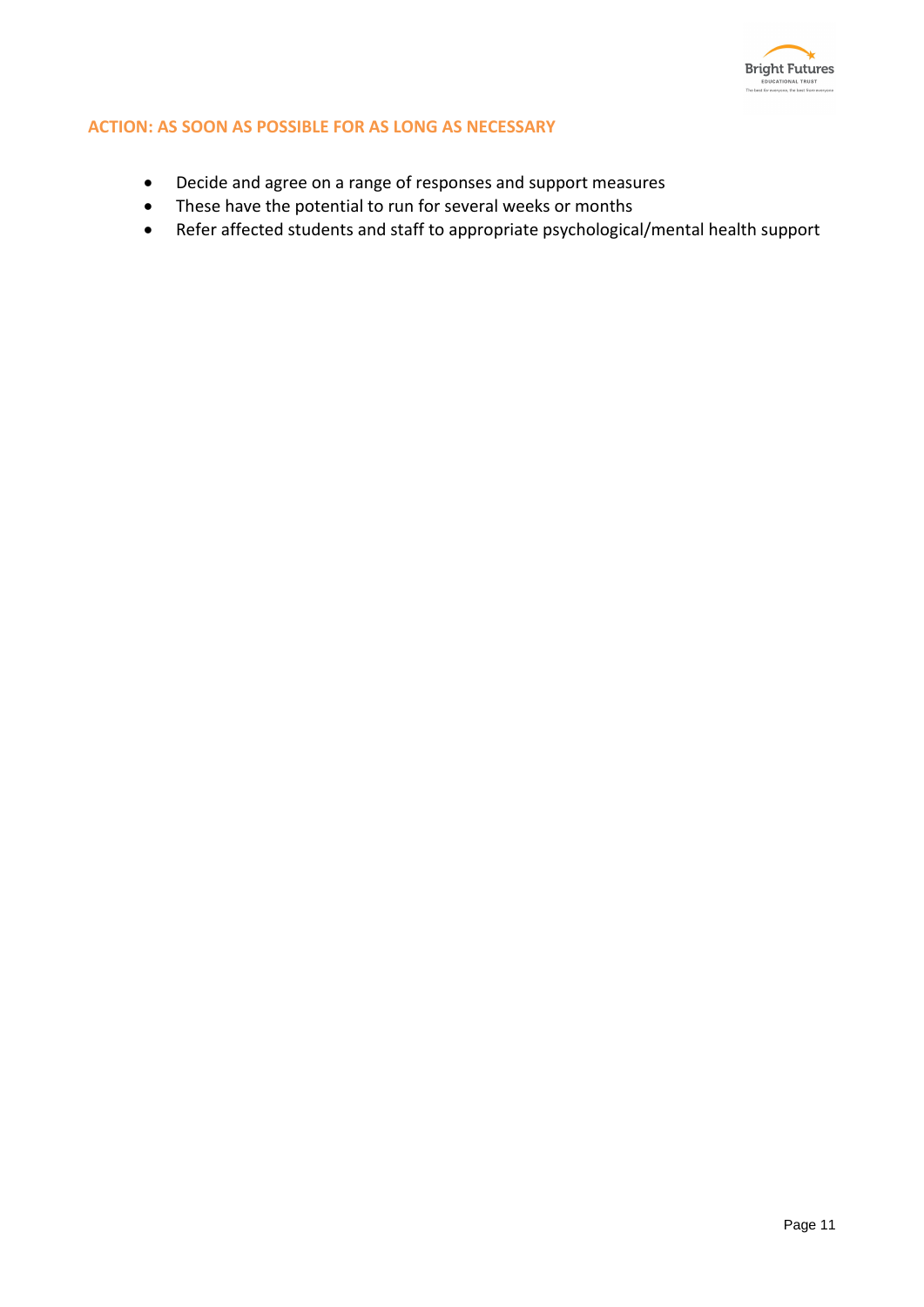#### ACTION: AS SOON AS POSSIBLE FOR AS LONG AS NECESSARY

- Decide and agree on a range of responses and support measures
- These have the potential to run for several weeks or months
- Refer affected students and staff to appropriate psychological/mental health support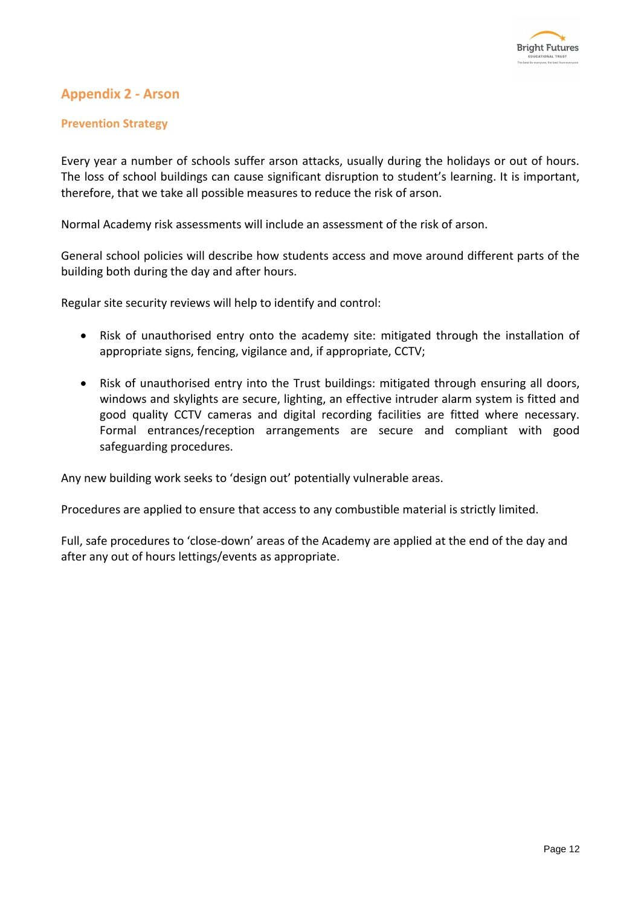## Appendix 2 - Arson

### Prevention Strategy

Every year a number of schools suffer arson attacks, usually during the holidays or out of hours. The loss of school buildings can cause significant disruption to student's learning. It is important, therefore, that we take all possible measures to reduce the risk of arson.

Normal Academy risk assessments will include an assessment of the risk of arson.

General school policies will describe how students access and move around different parts of the building both during the day and after hours.

Regular site security reviews will help to identify and control:

- Risk of unauthorised entry onto the academy site: mitigated through the installation of appropriate signs, fencing, vigilance and, if appropriate, CCTV;

- Risk of unauthorised entry into the Trust buildings: mitigated through ensuring all doors, windows and skylights are secure, lighting, an effective intruder alarm system is fitted and good quality CCTV cameras and digital recording facilities are fitted where necessary. Formal entrances/reception arrangements are secure and compliant with good safeguarding procedures.

Any new building work seeks to 'design out' potentially vulnerable areas.

Procedures are applied to ensure that access to any combustible material is strictly limited.

Full, safe procedures to 'close-down' areas of the Academy are applied at the end of the day and after any out of hours lettings/events as appropriate.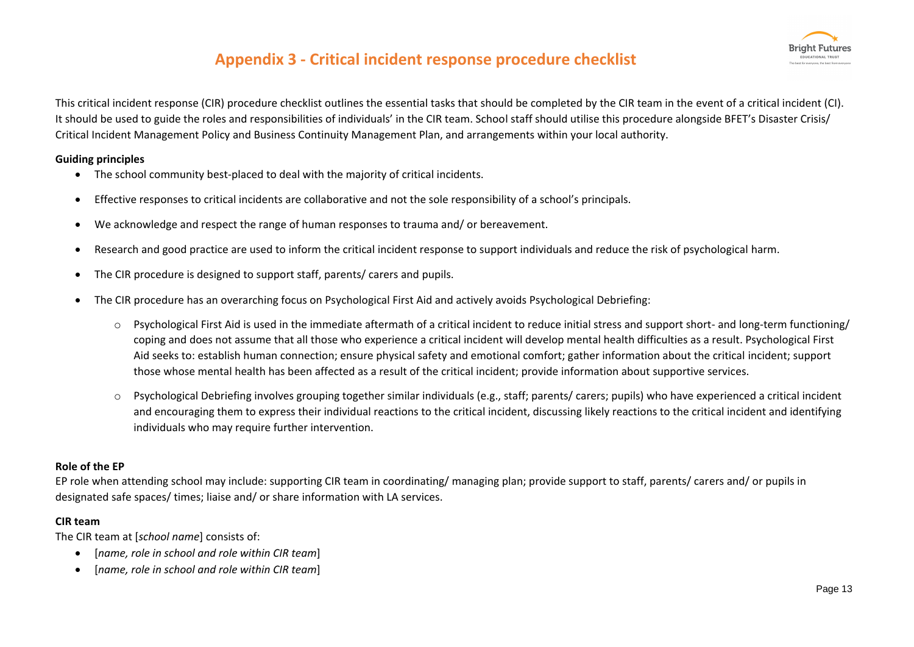# Appendix 3 - Critical incident response procedure checklist

This critical incident response (CIR) procedure checklist outlines the essential tasks that should be completed by the CIR team in the event of a critical incident (CI). It should be used to guide the roles and responsibilities of individuals' in the CIR team. School staff should utilise this procedure alongside BFET's Disaster Crisis/ Critical Incident Management Policy and Business Continuity Management Plan, and arrangements within your local authority.

**Guiding principles**

- The school community best-placed to deal with the majority of critical incidents.
- Effective responses to critical incidents are collaborative and not the sole responsibility of a school's principals.
- We acknowledge and respect the range of human responses to trauma and/ or bereavement.
- Research and good practice are used to inform the critical incident response to support individuals and reduce the risk of psychological harm.
- The CIR procedure is designed to support staff, parents/ carers and pupils.
- The CIR procedure has an overarching focus on Psychological First Aid and actively avoids Psychological Debriefing:
    - Psychological First Aid is used in the immediate aftermath of a critical incident to reduce initial stress and support short- and long-term functioning/ coping and does not assume that all those who experience a critical incident will develop mental health difficulties as a result. Psychological First Aid seeks to: establish human connection; ensure physical safety and emotional comfort; gather information about the critical incident; support those whose mental health has been affected as a result of the critical incident; provide information about supportive services.
    - Psychological Debriefing involves grouping together similar individuals (e.g., staff; parents/ carers; pupils) who have experienced a critical incident and encouraging them to express their individual reactions to the critical incident, discussing likely reactions to the critical incident and identifying individuals who may require further intervention.

**Role of the EP**

EP role when attending school may include: supporting CIR team in coordinating/ managing plan; provide support to staff, parents/ carers and/ or pupils in designated safe spaces/ times; liaise and/ or share information with LA services.

**CIR team**

The CIR team at [*school name*] consists of:

- [*name, role in school and role within CIR team*]
- [*name, role in school and role within CIR team*]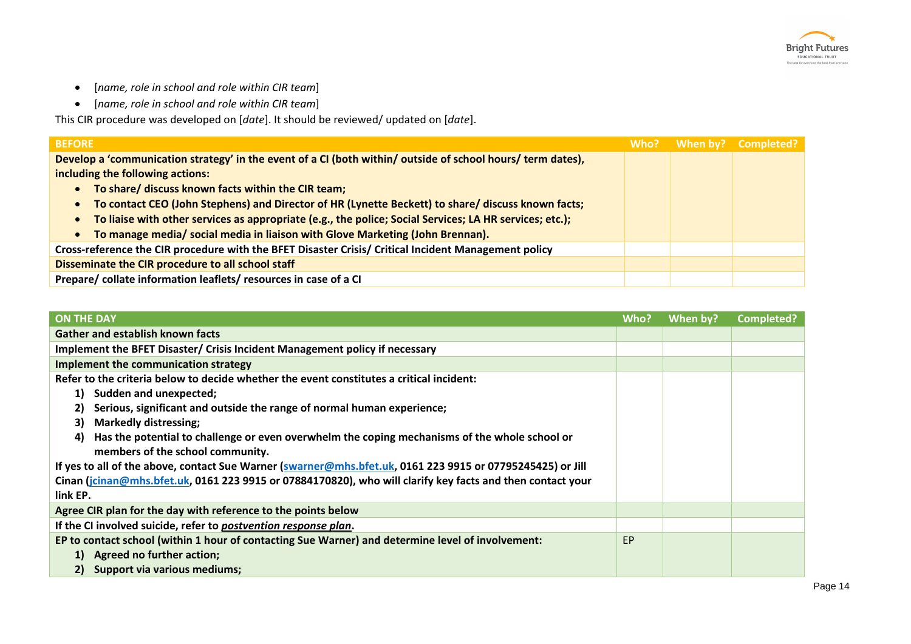- [*name, role in school and role within CIR team*]
- [*name, role in school and role within CIR team*]

This CIR procedure was developed on [*date*]. It should be reviewed/ updated on [*date*].

| BEFORE | Who? | When by? | Completed? |
|---|---|---|---|
| **Develop a 'communication strategy' in the event of a CI (both within/ outside of school hours/ term dates), including the following actions:**<br>• **To share/ discuss known facts within the CIR team;**<br>• **To contact CEO (John Stephens) and Director of HR (Lynette Beckett) to share/ discuss known facts;**<br>• **To liaise with other services as appropriate (e.g., the police; Social Services; LA HR services; etc.);**<br>• **To manage media/ social media in liaison with Glove Marketing (John Brennan).** | | | |
| **Cross-reference the CIR procedure with the BFET Disaster Crisis/ Critical Incident Management policy** | | | |
| **Disseminate the CIR procedure to all school staff** | | | |
| **Prepare/ collate information leaflets/ resources in case of a CI** | | | |

| ON THE DAY | Who? | When by? | Completed? |
|---|---|---|---|
| **Gather and establish known facts** | | | |
| **Implement the BFET Disaster/ Crisis Incident Management policy if necessary** | | | |
| **Implement the communication strategy** | | | |
| **Refer to the criteria below to decide whether the event constitutes a critical incident:**<br>**1) Sudden and unexpected;**<br>**2) Serious, significant and outside the range of normal human experience;**<br>**3) Markedly distressing;**<br>**4) Has the potential to challenge or even overwhelm the coping mechanisms of the whole school or members of the school community.**<br>**If yes to all of the above, contact Sue Warner (swarner@mhs.bfet.uk, 0161 223 9915 or 07795245425) or Jill Cinan (jcinan@mhs.bfet.uk, 0161 223 9915 or 07884170820), who will clarify key facts and then contact your link EP.** | | | |
| **Agree CIR plan for the day with reference to the points below** | | | |
| **If the CI involved suicide, refer to *postvention response plan*.** | | | |
| **EP to contact school (within 1 hour of contacting Sue Warner) and determine level of involvement:**<br>**1) Agreed no further action;**<br>**2) Support via various mediums;** | EP | | |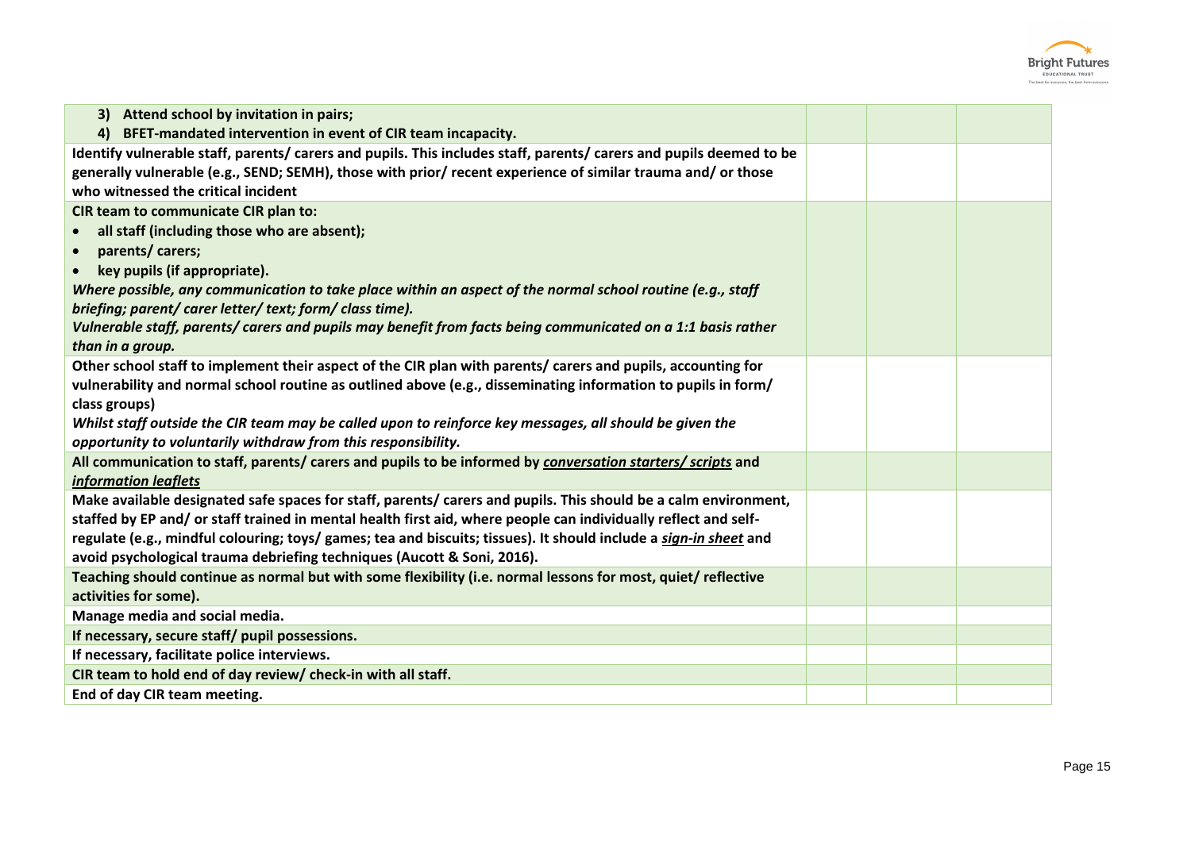| | | | |
|---|---|---|---|
| **3) Attend school by invitation in pairs;**<br>**4) BFET-mandated intervention in event of CIR team incapacity.** | | | |
| **Identify vulnerable staff, parents/ carers and pupils. This includes staff, parents/ carers and pupils deemed to be generally vulnerable (e.g., SEND; SEMH), those with prior/ recent experience of similar trauma and/ or those who witnessed the critical incident** | | | |
| **CIR team to communicate CIR plan to:**<br>• **all staff (including those who are absent);**<br>• **parents/ carers;**<br>• **key pupils (if appropriate).**<br>***Where possible, any communication to take place within an aspect of the normal school routine (e.g., staff briefing; parent/ carer letter/ text; form/ class time).***<br>***Vulnerable staff, parents/ carers and pupils may benefit from facts being communicated on a 1:1 basis rather than in a group.*** | | | |
| **Other school staff to implement their aspect of the CIR plan with parents/ carers and pupils, accounting for vulnerability and normal school routine as outlined above (e.g., disseminating information to pupils in form/ class groups)**<br>***Whilst staff outside the CIR team may be called upon to reinforce key messages, all should be given the opportunity to voluntarily withdraw from this responsibility.*** | | | |
| **All communication to staff, parents/ carers and pupils to be informed by *conversation starters/ scripts* and *information leaflets*** | | | |
| **Make available designated safe spaces for staff, parents/ carers and pupils. This should be a calm environment, staffed by EP and/ or staff trained in mental health first aid, where people can individually reflect and self-regulate (e.g., mindful colouring; toys/ games; tea and biscuits; tissues). It should include a *sign-in sheet* and avoid psychological trauma debriefing techniques (Aucott & Soni, 2016).** | | | |
| **Teaching should continue as normal but with some flexibility (i.e. normal lessons for most, quiet/ reflective activities for some).** | | | |
| **Manage media and social media.** | | | |
| **If necessary, secure staff/ pupil possessions.** | | | |
| **If necessary, facilitate police interviews.** | | | |
| **CIR team to hold end of day review/ check-in with all staff.** | | | |
| **End of day CIR team meeting.** | | | |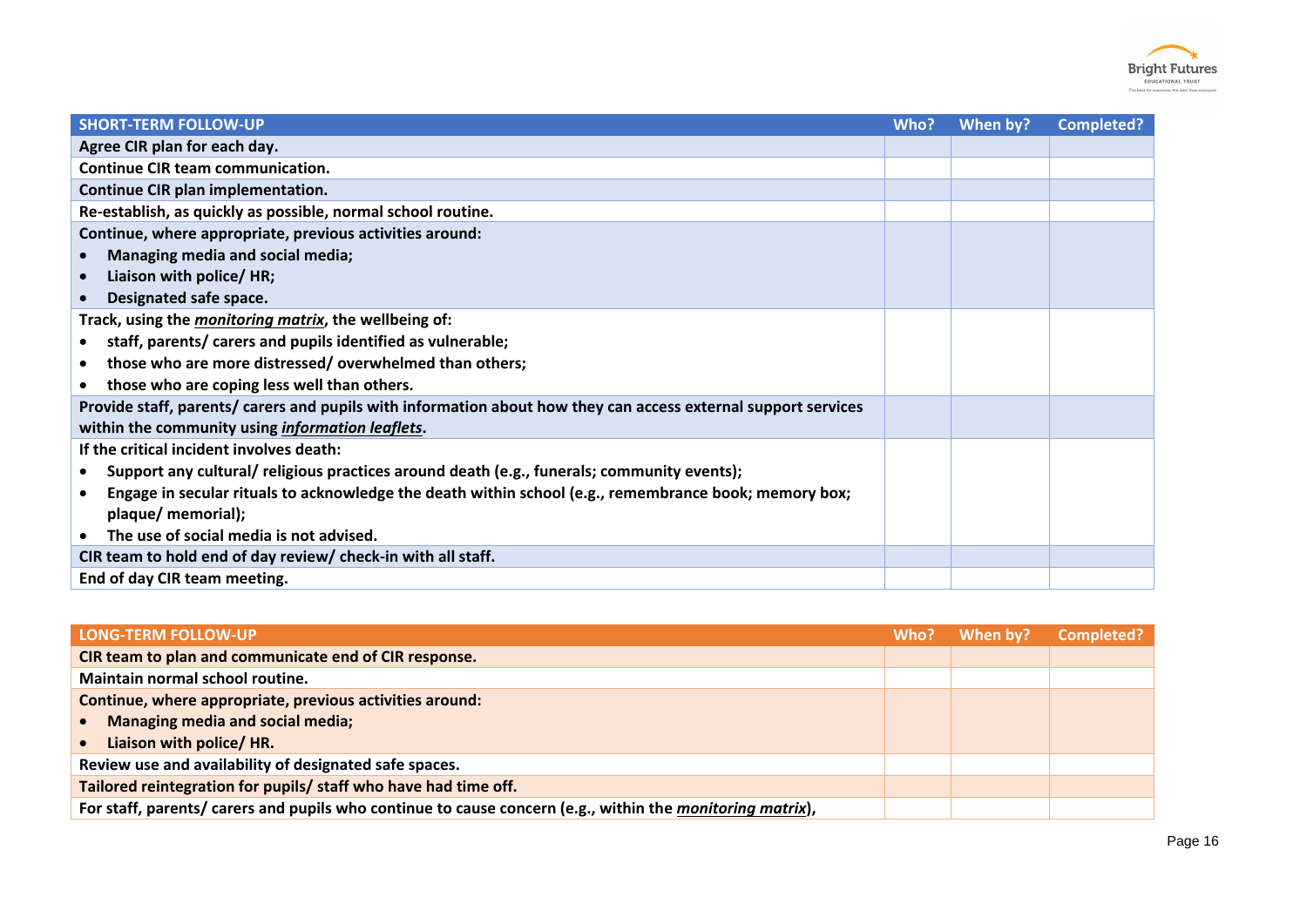| SHORT-TERM FOLLOW-UP | Who? | When by? | Completed? |
|---|---|---|---|
| **Agree CIR plan for each day.** | | | |
| **Continue CIR team communication.** | | | |
| **Continue CIR plan implementation.** | | | |
| **Re-establish, as quickly as possible, normal school routine.** | | | |
| **Continue, where appropriate, previous activities around:**<br>• **Managing media and social media;**<br>• **Liaison with police/ HR;**<br>• **Designated safe space.** | | | |
| **Track, using the *monitoring matrix*, the wellbeing of:**<br>• **staff, parents/ carers and pupils identified as vulnerable;**<br>• **those who are more distressed/ overwhelmed than others;**<br>• **those who are coping less well than others.** | | | |
| **Provide staff, parents/ carers and pupils with information about how they can access external support services within the community using *information leaflets*.** | | | |
| **If the critical incident involves death:**<br>• **Support any cultural/ religious practices around death (e.g., funerals; community events);**<br>• **Engage in secular rituals to acknowledge the death within school (e.g., remembrance book; memory box; plaque/ memorial);**<br>• **The use of social media is not advised.** | | | |
| **CIR team to hold end of day review/ check-in with all staff.** | | | |
| **End of day CIR team meeting.** | | | |

| LONG-TERM FOLLOW-UP | Who? | When by? | Completed? |
|---|---|---|---|
| **CIR team to plan and communicate end of CIR response.** | | | |
| **Maintain normal school routine.** | | | |
| **Continue, where appropriate, previous activities around:**<br>• **Managing media and social media;**<br>• **Liaison with police/ HR.** | | | |
| **Review use and availability of designated safe spaces.** | | | |
| **Tailored reintegration for pupils/ staff who have had time off.** | | | |
| **For staff, parents/ carers and pupils who continue to cause concern (e.g., within the *monitoring matrix*),** | | | |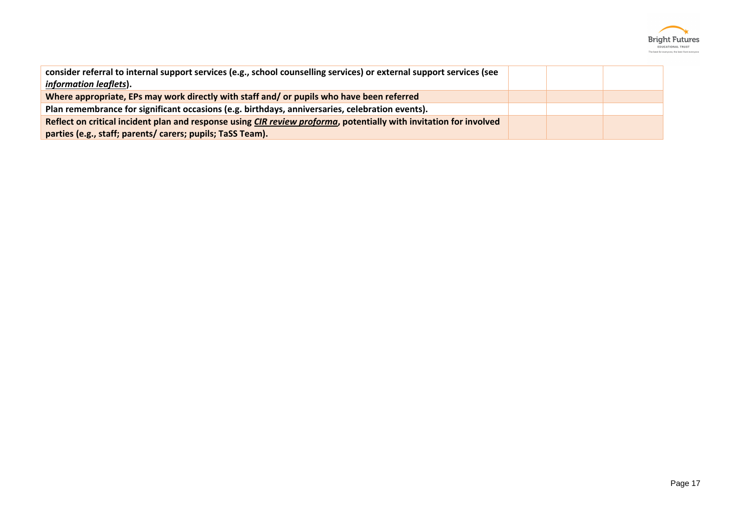| | | | |
|---|---|---|---|
| **consider referral to internal support services (e.g., school counselling services) or external support services (see *information leaflets*).** | | | |
| **Where appropriate, EPs may work directly with staff and/ or pupils who have been referred** | | | |
| **Plan remembrance for significant occasions (e.g. birthdays, anniversaries, celebration events).** | | | |
| **Reflect on critical incident plan and response using *CIR review proforma*, potentially with invitation for involved parties (e.g., staff; parents/ carers; pupils; TaSS Team).** | | | |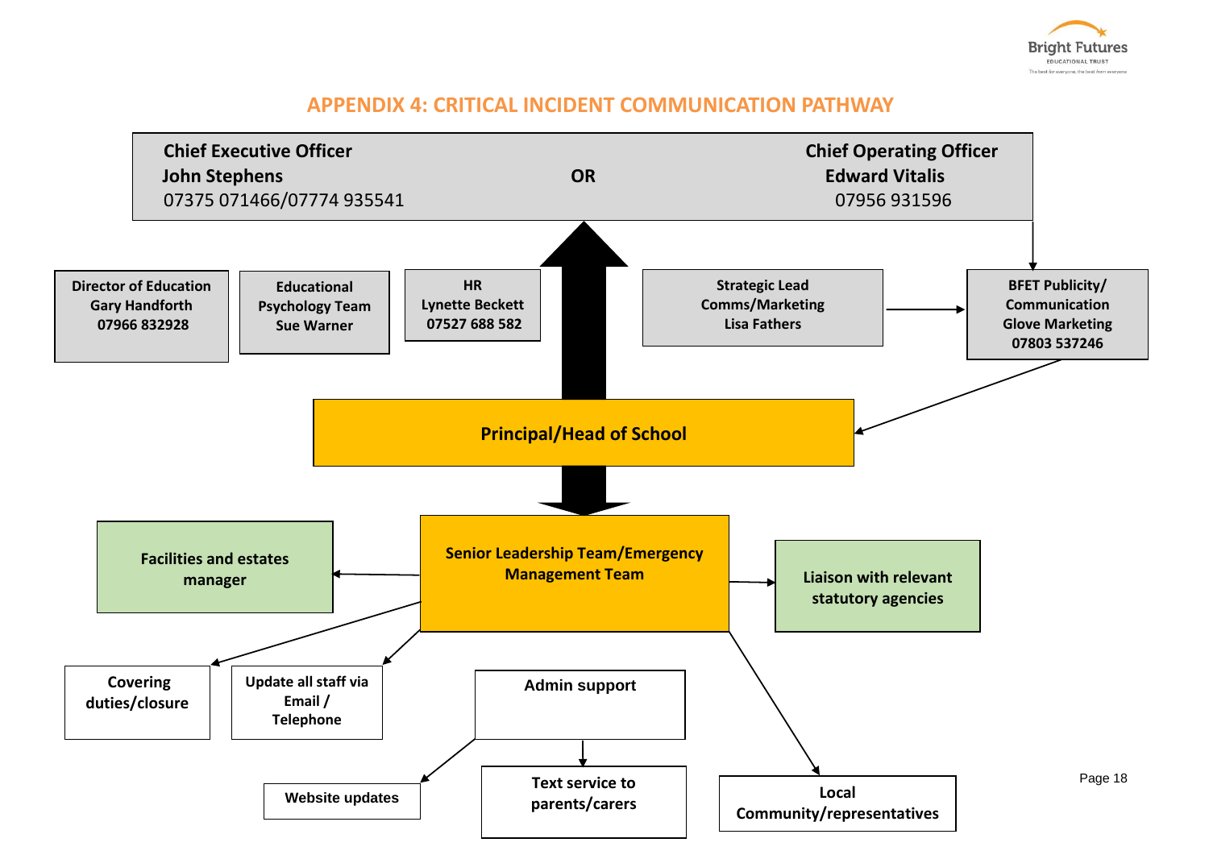Bright Futures
EDUCATIONAL TRUST
The best for everyone, the best from everyone

## APPENDIX 4: CRITICAL INCIDENT COMMUNICATION PATHWAY

**Chief Executive Officer**
**John Stephens**
07375 071466/07774 935541

**OR**

**Chief Operating Officer**
**Edward Vitalis**
07956 931596

**Director of Education**
**Gary Handforth**
**07966 832928**

**Educational Psychology Team**
**Sue Warner**

**HR**
**Lynette Beckett**
**07527 688 582**

**Strategic Lead Comms/Marketing**
**Lisa Fathers**

**BFET Publicity/ Communication**
**Glove Marketing**
**07803 537246**

**Principal/Head of School**

**Senior Leadership Team/Emergency Management Team**

**Facilities and estates manager**

**Liaison with relevant statutory agencies**

**Covering duties/closure**

**Update all staff via Email / Telephone**

**Admin support**

**Website updates**

**Text service to parents/carers**

**Local Community/representatives**